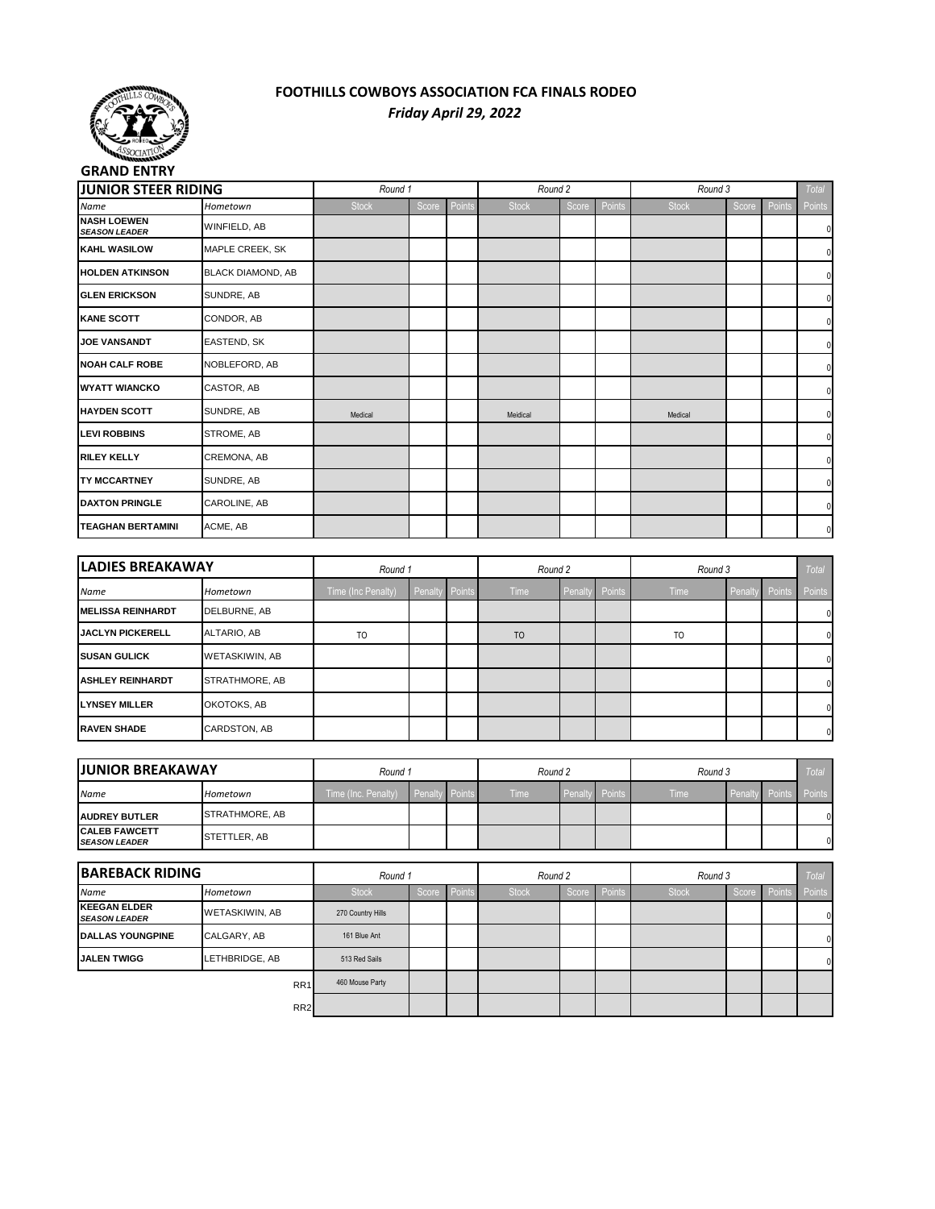# FOOTHILLS COWBOYS ASSOCIATION FCA FINALS RODEO

*Friday April 29, 2022*

**GRAND ENTRY**

| JUNIOR STEER RIDING | | Round 1 | | | Round 2 | | | Round 3 | | | Total |
|---|---|---|---|---|---|---|---|---|---|---|---|
| *Name* | *Hometown* | Stock | Score | Points | Stock | Score | Points | Stock | Score | Points | Points |
| **NASH LOEWEN** ***SEASON LEADER*** | WINFIELD, AB | | | | | | | | | | 0 |
| **KAHL WASILOW** | MAPLE CREEK, SK | | | | | | | | | | 0 |
| **HOLDEN ATKINSON** | BLACK DIAMOND, AB | | | | | | | | | | 0 |
| **GLEN ERICKSON** | SUNDRE, AB | | | | | | | | | | 0 |
| **KANE SCOTT** | CONDOR, AB | | | | | | | | | | 0 |
| **JOE VANSANDT** | EASTEND, SK | | | | | | | | | | 0 |
| **NOAH CALF ROBE** | NOBLEFORD, AB | | | | | | | | | | 0 |
| **WYATT WIANCKO** | CASTOR, AB | | | | | | | | | | 0 |
| **HAYDEN SCOTT** | SUNDRE, AB | Medical | | | Meidical | | | Medical | | | 0 |
| **LEVI ROBBINS** | STROME, AB | | | | | | | | | | 0 |
| **RILEY KELLY** | CREMONA, AB | | | | | | | | | | 0 |
| **TY MCCARTNEY** | SUNDRE, AB | | | | | | | | | | 0 |
| **DAXTON PRINGLE** | CAROLINE, AB | | | | | | | | | | 0 |
| **TEAGHAN BERTAMINI** | ACME, AB | | | | | | | | | | 0 |

| LADIES BREAKAWAY | | Round 1 | | | Round 2 | | | Round 3 | | | Total |
|---|---|---|---|---|---|---|---|---|---|---|---|
| *Name* | *Hometown* | Time (Inc Penalty) | Penalty | Points | Time | Penalty | Points | Time | Penalty | Points | Points |
| **MELISSA REINHARDT** | DELBURNE, AB | | | | | | | | | | 0 |
| **JACLYN PICKERELL** | ALTARIO, AB | TO | | | TO | | | TO | | | 0 |
| **SUSAN GULICK** | WETASKIWIN, AB | | | | | | | | | | 0 |
| **ASHLEY REINHARDT** | STRATHMORE, AB | | | | | | | | | | 0 |
| **LYNSEY MILLER** | OKOTOKS, AB | | | | | | | | | | 0 |
| **RAVEN SHADE** | CARDSTON, AB | | | | | | | | | | 0 |

| JUNIOR BREAKAWAY | | Round 1 | | | Round 2 | | | Round 3 | | | Total |
|---|---|---|---|---|---|---|---|---|---|---|---|
| *Name* | *Hometown* | Time (Inc. Penalty) | Penalty | Points | Time | Penalty | Points | Time | Penalty | Points | Points |
| **AUDREY BUTLER** | STRATHMORE, AB | | | | | | | | | | 0 |
| **CALEB FAWCETT** ***SEASON LEADER*** | STETTLER, AB | | | | | | | | | | 0 |

| BAREBACK RIDING | | Round 1 | | | Round 2 | | | Round 3 | | | Total |
|---|---|---|---|---|---|---|---|---|---|---|---|
| *Name* | *Hometown* | Stock | Score | Points | Stock | Score | Points | Stock | Score | Points | Points |
| **KEEGAN ELDER** ***SEASON LEADER*** | WETASKIWIN, AB | 270 Country Hills | | | | | | | | | 0 |
| **DALLAS YOUNGPINE** | CALGARY, AB | 161 Blue Ant | | | | | | | | | 0 |
| **JALEN TWIGG** | LETHBRIDGE, AB | 513 Red Sails | | | | | | | | | 0 |
| | RR1 | 460 Mouse Party | | | | | | | | | |
| | RR2 | | | | | | | | | | |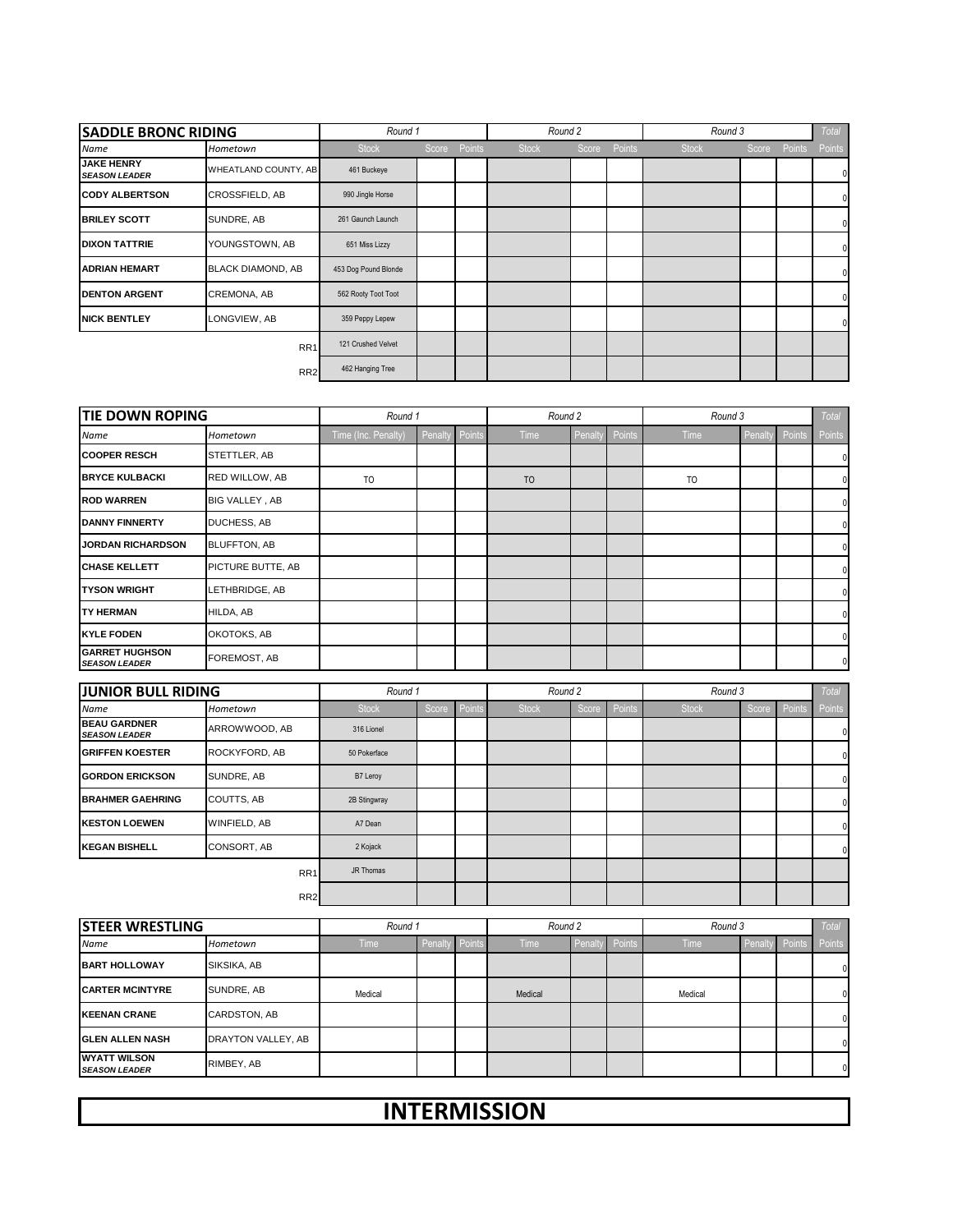| SADDLE BRONC RIDING | | Round 1 | | | Round 2 | | | Round 3 | | | Total |
|---|---|---|---|---|---|---|---|---|---|---|---|
| Name | Hometown | Stock | Score | Points | Stock | Score | Points | Stock | Score | Points | Points |
| **JAKE HENRY** ***SEASON LEADER*** | WHEATLAND COUNTY, AB | 461 Buckeye | | | | | | | | | 0 |
| **CODY ALBERTSON** | CROSSFIELD, AB | 990 Jingle Horse | | | | | | | | | 0 |
| **BRILEY SCOTT** | SUNDRE, AB | 261 Gaunch Launch | | | | | | | | | 0 |
| **DIXON TATTRIE** | YOUNGSTOWN, AB | 651 Miss Lizzy | | | | | | | | | 0 |
| **ADRIAN HEMART** | BLACK DIAMOND, AB | 453 Dog Pound Blonde | | | | | | | | | 0 |
| **DENTON ARGENT** | CREMONA, AB | 562 Rooty Toot Toot | | | | | | | | | 0 |
| **NICK BENTLEY** | LONGVIEW, AB | 359 Peppy Lepew | | | | | | | | | 0 |
| | RR1 | 121 Crushed Velvet | | | | | | | | | |
| | RR2 | 462 Hanging Tree | | | | | | | | | |

| TIE DOWN ROPING | | Round 1 | | | Round 2 | | | Round 3 | | | Total |
|---|---|---|---|---|---|---|---|---|---|---|---|
| Name | Hometown | Time (Inc. Penalty) | Penalty | Points | Time | Penalty | Points | Time | Penalty | Points | Points |
| **COOPER RESCH** | STETTLER, AB | | | | | | | | | | 0 |
| **BRYCE KULBACKI** | RED WILLOW, AB | TO | | | TO | | | TO | | | 0 |
| **ROD WARREN** | BIG VALLEY , AB | | | | | | | | | | 0 |
| **DANNY FINNERTY** | DUCHESS, AB | | | | | | | | | | 0 |
| **JORDAN RICHARDSON** | BLUFFTON, AB | | | | | | | | | | 0 |
| **CHASE KELLETT** | PICTURE BUTTE, AB | | | | | | | | | | 0 |
| **TYSON WRIGHT** | LETHBRIDGE, AB | | | | | | | | | | 0 |
| **TY HERMAN** | HILDA, AB | | | | | | | | | | 0 |
| **KYLE FODEN** | OKOTOKS, AB | | | | | | | | | | 0 |
| **GARRET HUGHSON** ***SEASON LEADER*** | FOREMOST, AB | | | | | | | | | | 0 |

| JUNIOR BULL RIDING | | Round 1 | | | Round 2 | | | Round 3 | | | Total |
|---|---|---|---|---|---|---|---|---|---|---|---|
| Name | Hometown | Stock | Score | Points | Stock | Score | Points | Stock | Score | Points | Points |
| **BEAU GARDNER** ***SEASON LEADER*** | ARROWWOOD, AB | 316 Lionel | | | | | | | | | 0 |
| **GRIFFEN KOESTER** | ROCKYFORD, AB | 50 Pokerface | | | | | | | | | 0 |
| **GORDON ERICKSON** | SUNDRE, AB | B7 Leroy | | | | | | | | | 0 |
| **BRAHMER GAEHRING** | COUTTS, AB | 2B Stingwray | | | | | | | | | 0 |
| **KESTON LOEWEN** | WINFIELD, AB | A7 Dean | | | | | | | | | 0 |
| **KEGAN BISHELL** | CONSORT, AB | 2 Kojack | | | | | | | | | 0 |
| | RR1 | JR Thomas | | | | | | | | | |
| | RR2 | | | | | | | | | | |

| STEER WRESTLING | | Round 1 | | | Round 2 | | | Round 3 | | | Total |
|---|---|---|---|---|---|---|---|---|---|---|---|
| Name | Hometown | Time | Penalty | Points | Time | Penalty | Points | Time | Penalty | Points | Points |
| **BART HOLLOWAY** | SIKSIKA, AB | | | | | | | | | | 0 |
| **CARTER MCINTYRE** | SUNDRE, AB | Medical | | | Medical | | | Medical | | | 0 |
| **KEENAN CRANE** | CARDSTON, AB | | | | | | | | | | 0 |
| **GLEN ALLEN NASH** | DRAYTON VALLEY, AB | | | | | | | | | | 0 |
| **WYATT WILSON** ***SEASON LEADER*** | RIMBEY, AB | | | | | | | | | | 0 |

# INTERMISSION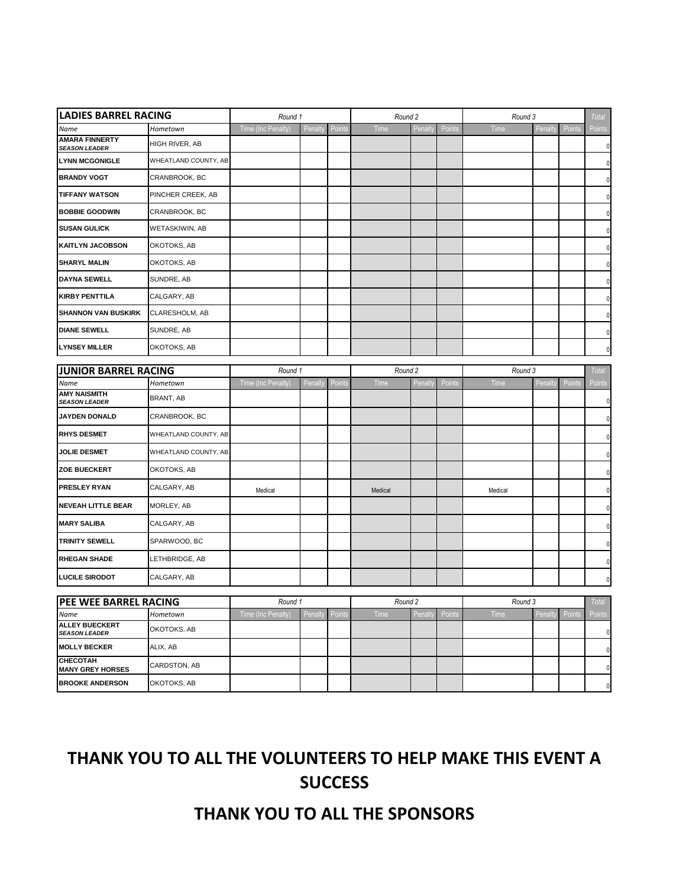| LADIES BARREL RACING | | Round 1 | | | Round 2 | | | Round 3 | | | Total |
|---|---|---|---|---|---|---|---|---|---|---|---|
| Name | Hometown | Time (Inc Penalty) | Penalty | Points | Time | Penalty | Points | Time | Penalty | Points | Points |
| AMARA FINNERTY *SEASON LEADER* | HIGH RIVER, AB | | | | | | | | | | 0 |
| LYNN MCGONIGLE | WHEATLAND COUNTY, AB | | | | | | | | | | 0 |
| BRANDY VOGT | CRANBROOK, BC | | | | | | | | | | 0 |
| TIFFANY WATSON | PINCHER CREEK, AB | | | | | | | | | | 0 |
| BOBBIE GOODWIN | CRANBROOK, BC | | | | | | | | | | 0 |
| SUSAN GULICK | WETASKIWIN, AB | | | | | | | | | | 0 |
| KAITLYN JACOBSON | OKOTOKS, AB | | | | | | | | | | 0 |
| SHARYL MALIN | OKOTOKS, AB | | | | | | | | | | 0 |
| DAYNA SEWELL | SUNDRE, AB | | | | | | | | | | 0 |
| KIRBY PENTTILA | CALGARY, AB | | | | | | | | | | 0 |
| SHANNON VAN BUSKIRK | CLARESHOLM, AB | | | | | | | | | | 0 |
| DIANE SEWELL | SUNDRE, AB | | | | | | | | | | 0 |
| LYNSEY MILLER | OKOTOKS, AB | | | | | | | | | | 0 |

| JUNIOR BARREL RACING | | Round 1 | | | Round 2 | | | Round 3 | | | Total |
|---|---|---|---|---|---|---|---|---|---|---|---|
| Name | Hometown | Time (Inc Penalty) | Penalty | Points | Time | Penalty | Points | Time | Penalty | Points | Points |
| AMY NAISMITH *SEASON LEADER* | BRANT, AB | | | | | | | | | | 0 |
| JAYDEN DONALD | CRANBROOK, BC | | | | | | | | | | 0 |
| RHYS DESMET | WHEATLAND COUNTY, AB | | | | | | | | | | 0 |
| JOLIE DESMET | WHEATLAND COUNTY, AB | | | | | | | | | | 0 |
| ZOE BUECKERT | OKOTOKS, AB | | | | | | | | | | 0 |
| PRESLEY RYAN | CALGARY, AB | Medical | | | Medical | | | Medical | | | 0 |
| NEVEAH LITTLE BEAR | MORLEY, AB | | | | | | | | | | 0 |
| MARY SALIBA | CALGARY, AB | | | | | | | | | | 0 |
| TRINITY SEWELL | SPARWOOD, BC | | | | | | | | | | 0 |
| RHEGAN SHADE | LETHBRIDGE, AB | | | | | | | | | | 0 |
| LUCILE SIRODOT | CALGARY, AB | | | | | | | | | | 0 |

| PEE WEE BARREL RACING | | Round 1 | | | Round 2 | | | Round 3 | | | Total |
|---|---|---|---|---|---|---|---|---|---|---|---|
| Name | Hometown | Time (Inc Penalty) | Penalty | Points | Time | Penalty | Points | Time | Penalty | Points | Points |
| ALLEY BUECKERT *SEASON LEADER* | OKOTOKS, AB | | | | | | | | | | 0 |
| MOLLY BECKER | ALIX, AB | | | | | | | | | | 0 |
| CHECOTAH MANY GREY HORSES | CARDSTON, AB | | | | | | | | | | 0 |
| BROOKE ANDERSON | OKOTOKS, AB | | | | | | | | | | 0 |

## THANK YOU TO ALL THE VOLUNTEERS TO HELP MAKE THIS EVENT A SUCCESS

## THANK YOU TO ALL THE SPONSORS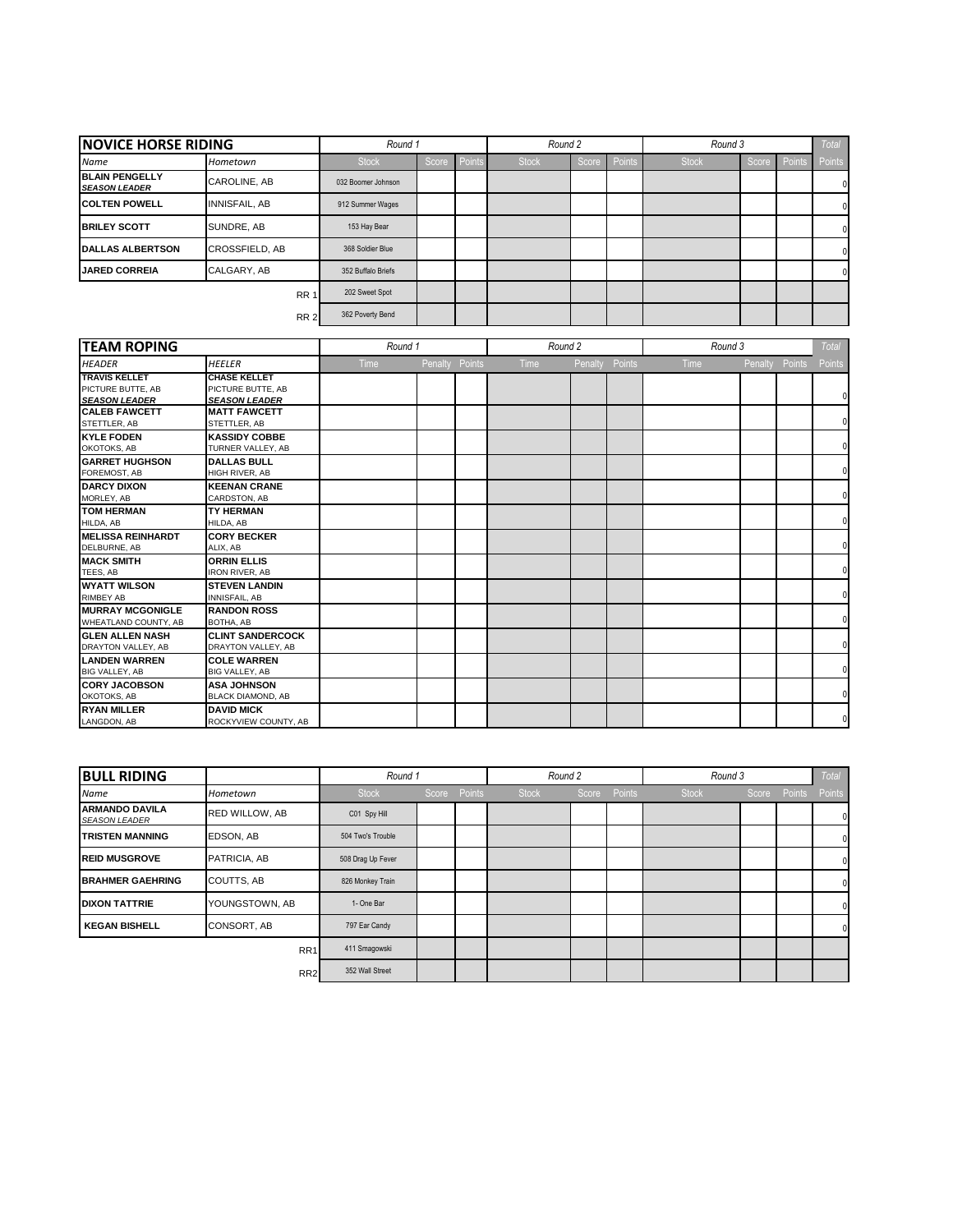| NOVICE HORSE RIDING | | Round 1 | | | Round 2 | | | Round 3 | | | Total |
|---|---|---|---|---|---|---|---|---|---|---|---|
| Name | Hometown | Stock | Score | Points | Stock | Score | Points | Stock | Score | Points | Points |
| **BLAIN PENGELLY** ***SEASON LEADER*** | CAROLINE, AB | 032 Boomer Johnson | | | | | | | | | 0 |
| **COLTEN POWELL** | INNISFAIL, AB | 912 Summer Wages | | | | | | | | | 0 |
| **BRILEY SCOTT** | SUNDRE, AB | 153 Hay Bear | | | | | | | | | 0 |
| **DALLAS ALBERTSON** | CROSSFIELD, AB | 368 Soldier Blue | | | | | | | | | 0 |
| **JARED CORREIA** | CALGARY, AB | 352 Buffalo Briefs | | | | | | | | | 0 |
| | RR 1 | 202 Sweet Spot | | | | | | | | | |
| | RR 2 | 362 Poverty Bend | | | | | | | | | |

| TEAM ROPING | | Round 1 | | | Round 2 | | | Round 3 | | | Total |
|---|---|---|---|---|---|---|---|---|---|---|---|
| HEADER | HEELER | Time | Penalty | Points | Time | Penalty | Points | Time | Penalty | Points | Points |
| **TRAVIS KELLET** PICTURE BUTTE, AB ***SEASON LEADER*** | **CHASE KELLET** PICTURE BUTTE, AB ***SEASON LEADER*** | | | | | | | | | | 0 |
| **CALEB FAWCETT** STETTLER, AB | **MATT FAWCETT** STETTLER, AB | | | | | | | | | | 0 |
| **KYLE FODEN** OKOTOKS, AB | **KASSIDY COBBE** TURNER VALLEY, AB | | | | | | | | | | 0 |
| **GARRET HUGHSON** FOREMOST, AB | **DALLAS BULL** HIGH RIVER, AB | | | | | | | | | | 0 |
| **DARCY DIXON** MORLEY, AB | **KEENAN CRANE** CARDSTON, AB | | | | | | | | | | 0 |
| **TOM HERMAN** HILDA, AB | **TY HERMAN** HILDA, AB | | | | | | | | | | 0 |
| **MELISSA REINHARDT** DELBURNE, AB | **CORY BECKER** ALIX, AB | | | | | | | | | | 0 |
| **MACK SMITH** TEES, AB | **ORRIN ELLIS** IRON RIVER, AB | | | | | | | | | | 0 |
| **WYATT WILSON** RIMBEY AB | **STEVEN LANDIN** INNISFAIL, AB | | | | | | | | | | 0 |
| **MURRAY MCGONIGLE** WHEATLAND COUNTY, AB | **RANDON ROSS** BOTHA, AB | | | | | | | | | | 0 |
| **GLEN ALLEN NASH** DRAYTON VALLEY, AB | **CLINT SANDERCOCK** DRAYTON VALLEY, AB | | | | | | | | | | 0 |
| **LANDEN WARREN** BIG VALLEY, AB | **COLE WARREN** BIG VALLEY, AB | | | | | | | | | | 0 |
| **CORY JACOBSON** OKOTOKS, AB | **ASA JOHNSON** BLACK DIAMOND, AB | | | | | | | | | | 0 |
| **RYAN MILLER** LANGDON, AB | **DAVID MICK** ROCKYVIEW COUNTY, AB | | | | | | | | | | 0 |

| BULL RIDING | | Round 1 | | | Round 2 | | | Round 3 | | | Total |
|---|---|---|---|---|---|---|---|---|---|---|---|
| Name | Hometown | Stock | Score | Points | Stock | Score | Points | Stock | Score | Points | Points |
| **ARMANDO DAVILA** SEASON LEADER | RED WILLOW, AB | C01 Spy Hill | | | | | | | | | 0 |
| **TRISTEN MANNING** | EDSON, AB | 504 Two's Trouble | | | | | | | | | 0 |
| **REID MUSGROVE** | PATRICIA, AB | 508 Drag Up Fever | | | | | | | | | 0 |
| **BRAHMER GAEHRING** | COUTTS, AB | 826 Monkey Train | | | | | | | | | 0 |
| **DIXON TATTRIE** | YOUNGSTOWN, AB | 1- One Bar | | | | | | | | | 0 |
| **KEGAN BISHELL** | CONSORT, AB | 797 Ear Candy | | | | | | | | | 0 |
| | RR1 | 411 Smagowski | | | | | | | | | |
| | RR2 | 352 Wall Street | | | | | | | | | |